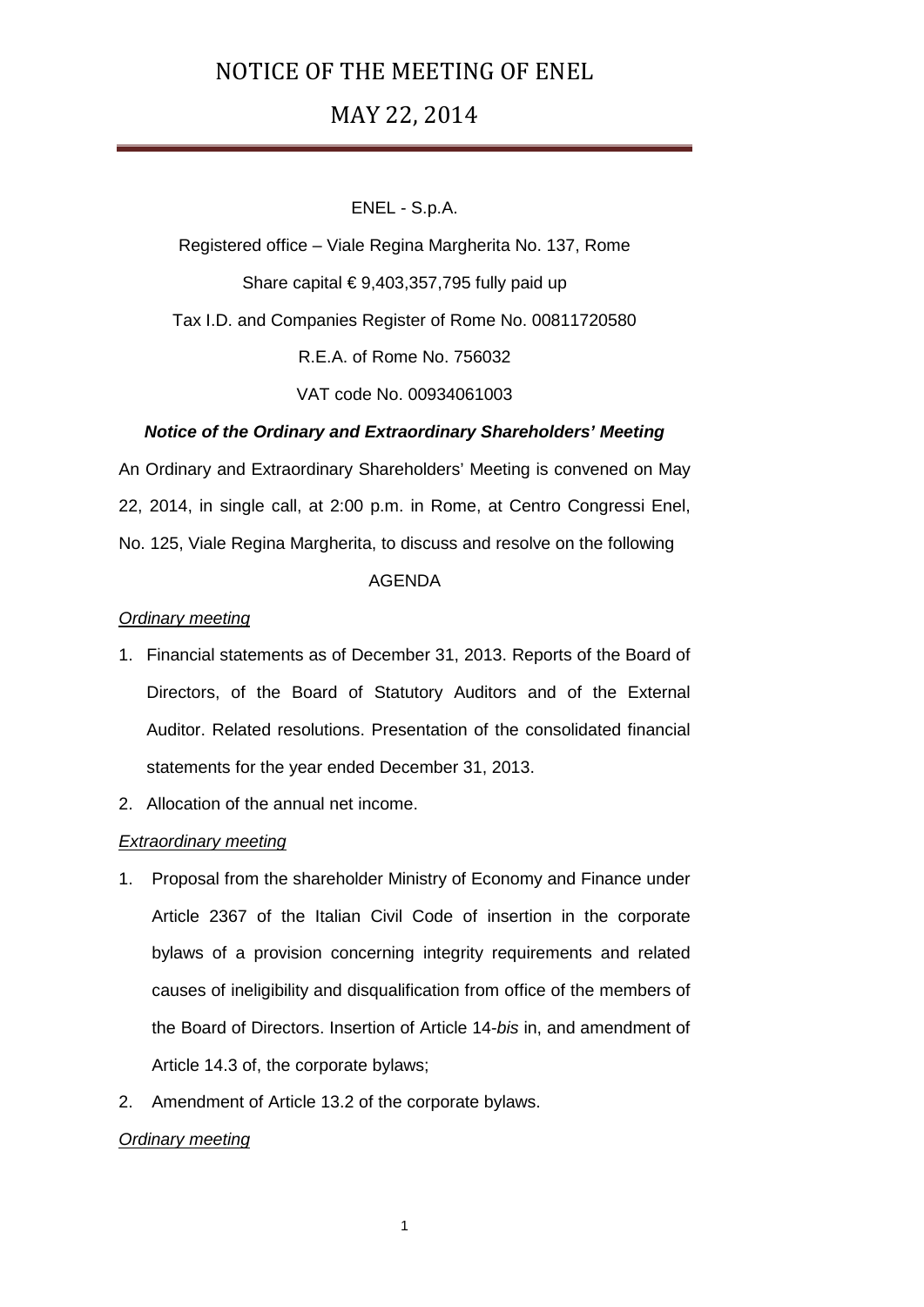# NOTICE OF THE MEETING OF ENEL

## MAY 22, 2014

ENEL - S.p.A.

Registered office – Viale Regina Margherita No. 137, Rome

Share capital € 9,403,357,795 fully paid up

Tax I.D. and Companies Register of Rome No. 00811720580

R.E.A. of Rome No. 756032

VAT code No. 00934061003

***Notice of the Ordinary and Extraordinary Shareholders' Meeting***

An Ordinary and Extraordinary Shareholders' Meeting is convened on May 22, 2014, in single call, at 2:00 p.m. in Rome, at Centro Congressi Enel, No. 125, Viale Regina Margherita, to discuss and resolve on the following

AGENDA

*Ordinary meeting*

1. Financial statements as of December 31, 2013. Reports of the Board of Directors, of the Board of Statutory Auditors and of the External Auditor. Related resolutions. Presentation of the consolidated financial statements for the year ended December 31, 2013.
2. Allocation of the annual net income.

*Extraordinary meeting*

1. Proposal from the shareholder Ministry of Economy and Finance under Article 2367 of the Italian Civil Code of insertion in the corporate bylaws of a provision concerning integrity requirements and related causes of ineligibility and disqualification from office of the members of the Board of Directors. Insertion of Article 14-*bis* in, and amendment of Article 14.3 of, the corporate bylaws;
2. Amendment of Article 13.2 of the corporate bylaws.

*Ordinary meeting*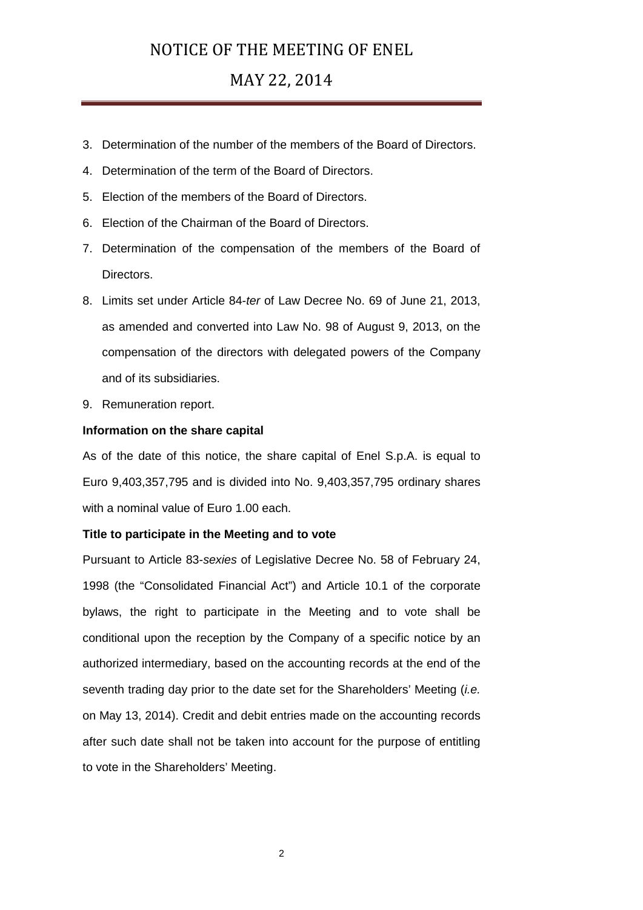3. Determination of the number of the members of the Board of Directors.
4. Determination of the term of the Board of Directors.
5. Election of the members of the Board of Directors.
6. Election of the Chairman of the Board of Directors.
7. Determination of the compensation of the members of the Board of Directors.
8. Limits set under Article 84-*ter* of Law Decree No. 69 of June 21, 2013, as amended and converted into Law No. 98 of August 9, 2013, on the compensation of the directors with delegated powers of the Company and of its subsidiaries.
9. Remuneration report.

**Information on the share capital**

As of the date of this notice, the share capital of Enel S.p.A. is equal to Euro 9,403,357,795 and is divided into No. 9,403,357,795 ordinary shares with a nominal value of Euro 1.00 each.

**Title to participate in the Meeting and to vote**

Pursuant to Article 83-*sexies* of Legislative Decree No. 58 of February 24, 1998 (the "Consolidated Financial Act") and Article 10.1 of the corporate bylaws, the right to participate in the Meeting and to vote shall be conditional upon the reception by the Company of a specific notice by an authorized intermediary, based on the accounting records at the end of the seventh trading day prior to the date set for the Shareholders' Meeting (*i.e.* on May 13, 2014). Credit and debit entries made on the accounting records after such date shall not be taken into account for the purpose of entitling to vote in the Shareholders' Meeting.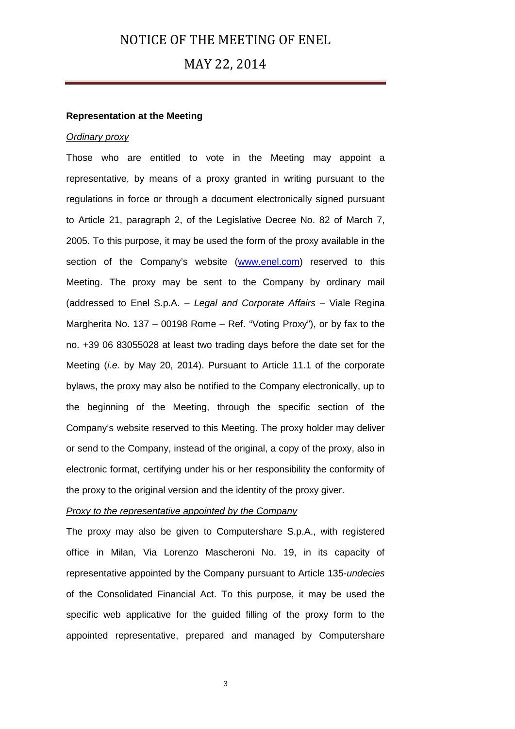**Representation at the Meeting**

*Ordinary proxy*

Those who are entitled to vote in the Meeting may appoint a representative, by means of a proxy granted in writing pursuant to the regulations in force or through a document electronically signed pursuant to Article 21, paragraph 2, of the Legislative Decree No. 82 of March 7, 2005. To this purpose, it may be used the form of the proxy available in the section of the Company's website (www.enel.com) reserved to this Meeting. The proxy may be sent to the Company by ordinary mail (addressed to Enel S.p.A. – *Legal and Corporate Affairs* – Viale Regina Margherita No. 137 – 00198 Rome – Ref. "Voting Proxy"), or by fax to the no. +39 06 83055028 at least two trading days before the date set for the Meeting (*i.e.* by May 20, 2014). Pursuant to Article 11.1 of the corporate bylaws, the proxy may also be notified to the Company electronically, up to the beginning of the Meeting, through the specific section of the Company's website reserved to this Meeting. The proxy holder may deliver or send to the Company, instead of the original, a copy of the proxy, also in electronic format, certifying under his or her responsibility the conformity of the proxy to the original version and the identity of the proxy giver.

*Proxy to the representative appointed by the Company*

The proxy may also be given to Computershare S.p.A., with registered office in Milan, Via Lorenzo Mascheroni No. 19, in its capacity of representative appointed by the Company pursuant to Article 135-*undecies* of the Consolidated Financial Act. To this purpose, it may be used the specific web applicative for the guided filling of the proxy form to the appointed representative, prepared and managed by Computershare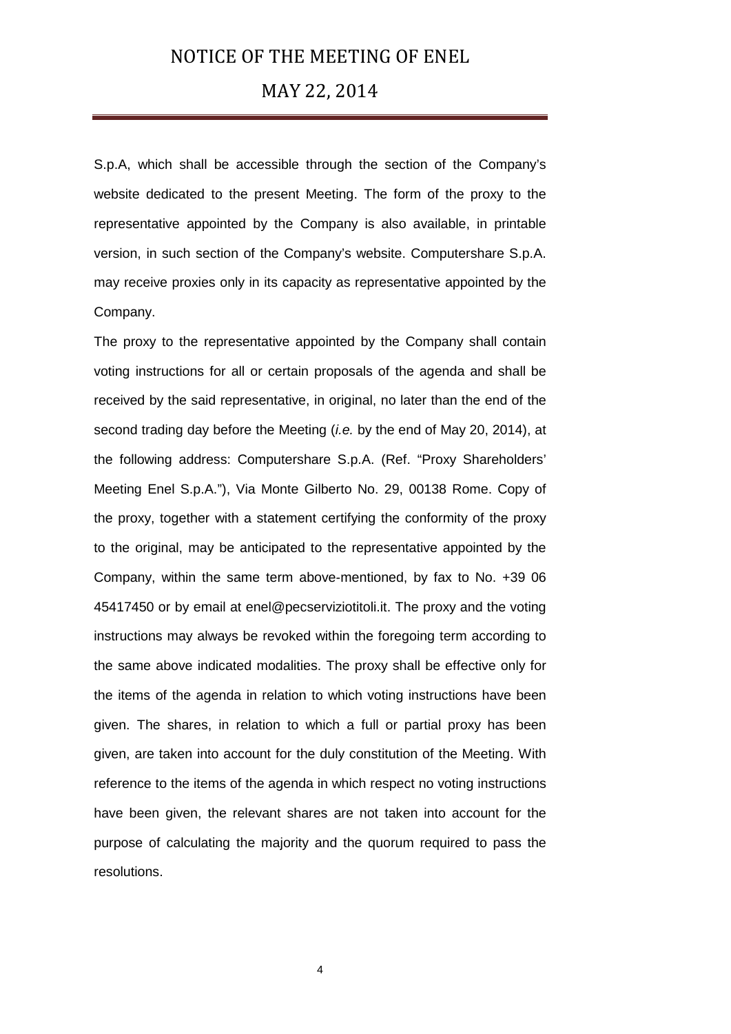S.p.A, which shall be accessible through the section of the Company's website dedicated to the present Meeting. The form of the proxy to the representative appointed by the Company is also available, in printable version, in such section of the Company's website. Computershare S.p.A. may receive proxies only in its capacity as representative appointed by the Company.

The proxy to the representative appointed by the Company shall contain voting instructions for all or certain proposals of the agenda and shall be received by the said representative, in original, no later than the end of the second trading day before the Meeting (*i.e.* by the end of May 20, 2014), at the following address: Computershare S.p.A. (Ref. "Proxy Shareholders' Meeting Enel S.p.A."), Via Monte Gilberto No. 29, 00138 Rome. Copy of the proxy, together with a statement certifying the conformity of the proxy to the original, may be anticipated to the representative appointed by the Company, within the same term above-mentioned, by fax to No. +39 06 45417450 or by email at enel@pecserviziotitoli.it. The proxy and the voting instructions may always be revoked within the foregoing term according to the same above indicated modalities. The proxy shall be effective only for the items of the agenda in relation to which voting instructions have been given. The shares, in relation to which a full or partial proxy has been given, are taken into account for the duly constitution of the Meeting. With reference to the items of the agenda in which respect no voting instructions have been given, the relevant shares are not taken into account for the purpose of calculating the majority and the quorum required to pass the resolutions.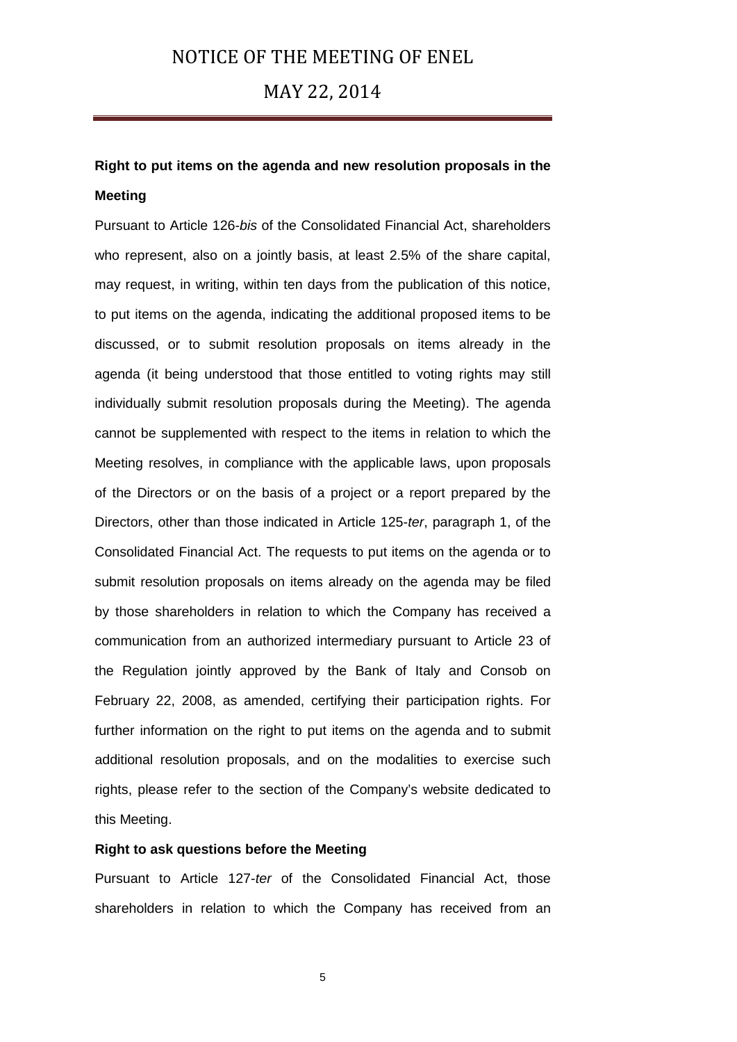**Right to put items on the agenda and new resolution proposals in the Meeting**

Pursuant to Article 126-*bis* of the Consolidated Financial Act, shareholders who represent, also on a jointly basis, at least 2.5% of the share capital, may request, in writing, within ten days from the publication of this notice, to put items on the agenda, indicating the additional proposed items to be discussed, or to submit resolution proposals on items already in the agenda (it being understood that those entitled to voting rights may still individually submit resolution proposals during the Meeting). The agenda cannot be supplemented with respect to the items in relation to which the Meeting resolves, in compliance with the applicable laws, upon proposals of the Directors or on the basis of a project or a report prepared by the Directors, other than those indicated in Article 125-*ter*, paragraph 1, of the Consolidated Financial Act. The requests to put items on the agenda or to submit resolution proposals on items already on the agenda may be filed by those shareholders in relation to which the Company has received a communication from an authorized intermediary pursuant to Article 23 of the Regulation jointly approved by the Bank of Italy and Consob on February 22, 2008, as amended, certifying their participation rights. For further information on the right to put items on the agenda and to submit additional resolution proposals, and on the modalities to exercise such rights, please refer to the section of the Company's website dedicated to this Meeting.

**Right to ask questions before the Meeting**

Pursuant to Article 127-*ter* of the Consolidated Financial Act, those shareholders in relation to which the Company has received from an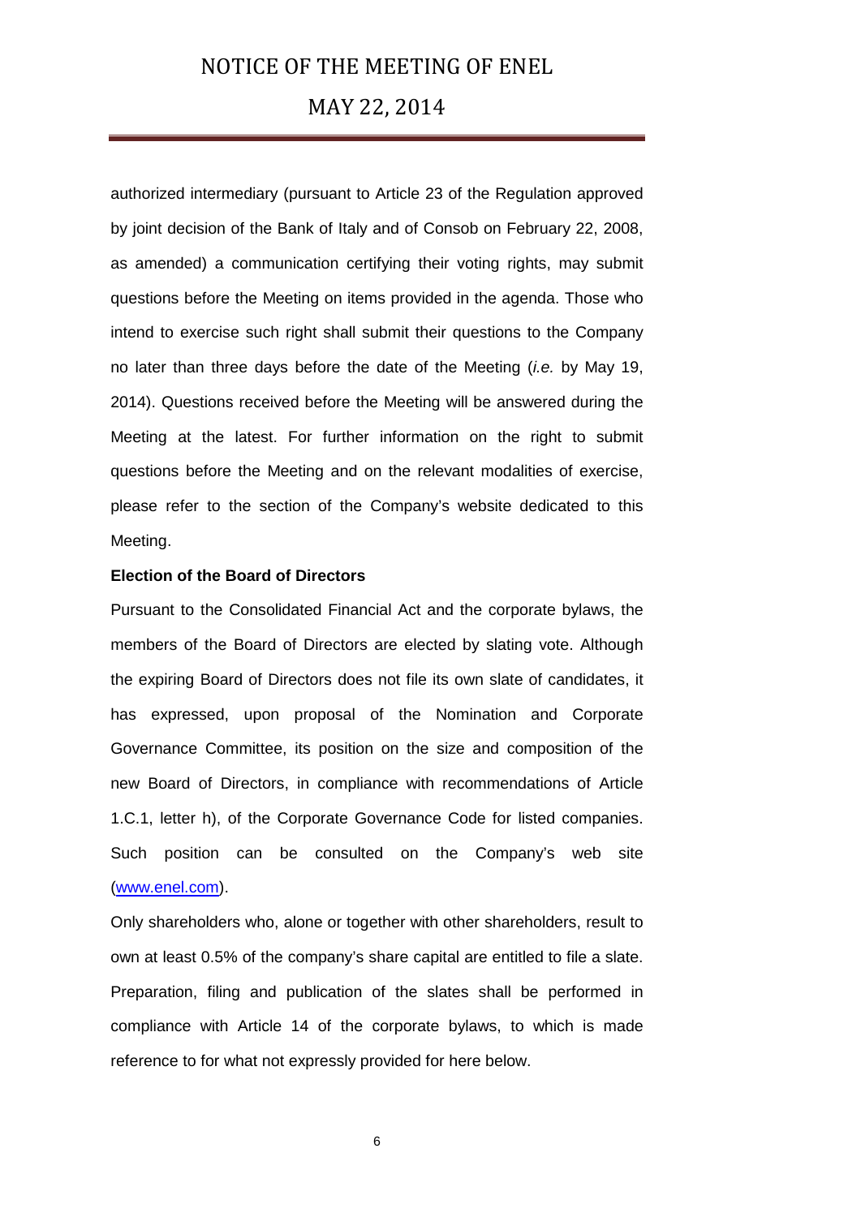authorized intermediary (pursuant to Article 23 of the Regulation approved by joint decision of the Bank of Italy and of Consob on February 22, 2008, as amended) a communication certifying their voting rights, may submit questions before the Meeting on items provided in the agenda. Those who intend to exercise such right shall submit their questions to the Company no later than three days before the date of the Meeting (*i.e.* by May 19, 2014). Questions received before the Meeting will be answered during the Meeting at the latest. For further information on the right to submit questions before the Meeting and on the relevant modalities of exercise, please refer to the section of the Company's website dedicated to this Meeting.

**Election of the Board of Directors**

Pursuant to the Consolidated Financial Act and the corporate bylaws, the members of the Board of Directors are elected by slating vote. Although the expiring Board of Directors does not file its own slate of candidates, it has expressed, upon proposal of the Nomination and Corporate Governance Committee, its position on the size and composition of the new Board of Directors, in compliance with recommendations of Article 1.C.1, letter h), of the Corporate Governance Code for listed companies. Such position can be consulted on the Company's web site (www.enel.com).

Only shareholders who, alone or together with other shareholders, result to own at least 0.5% of the company's share capital are entitled to file a slate. Preparation, filing and publication of the slates shall be performed in compliance with Article 14 of the corporate bylaws, to which is made reference to for what not expressly provided for here below.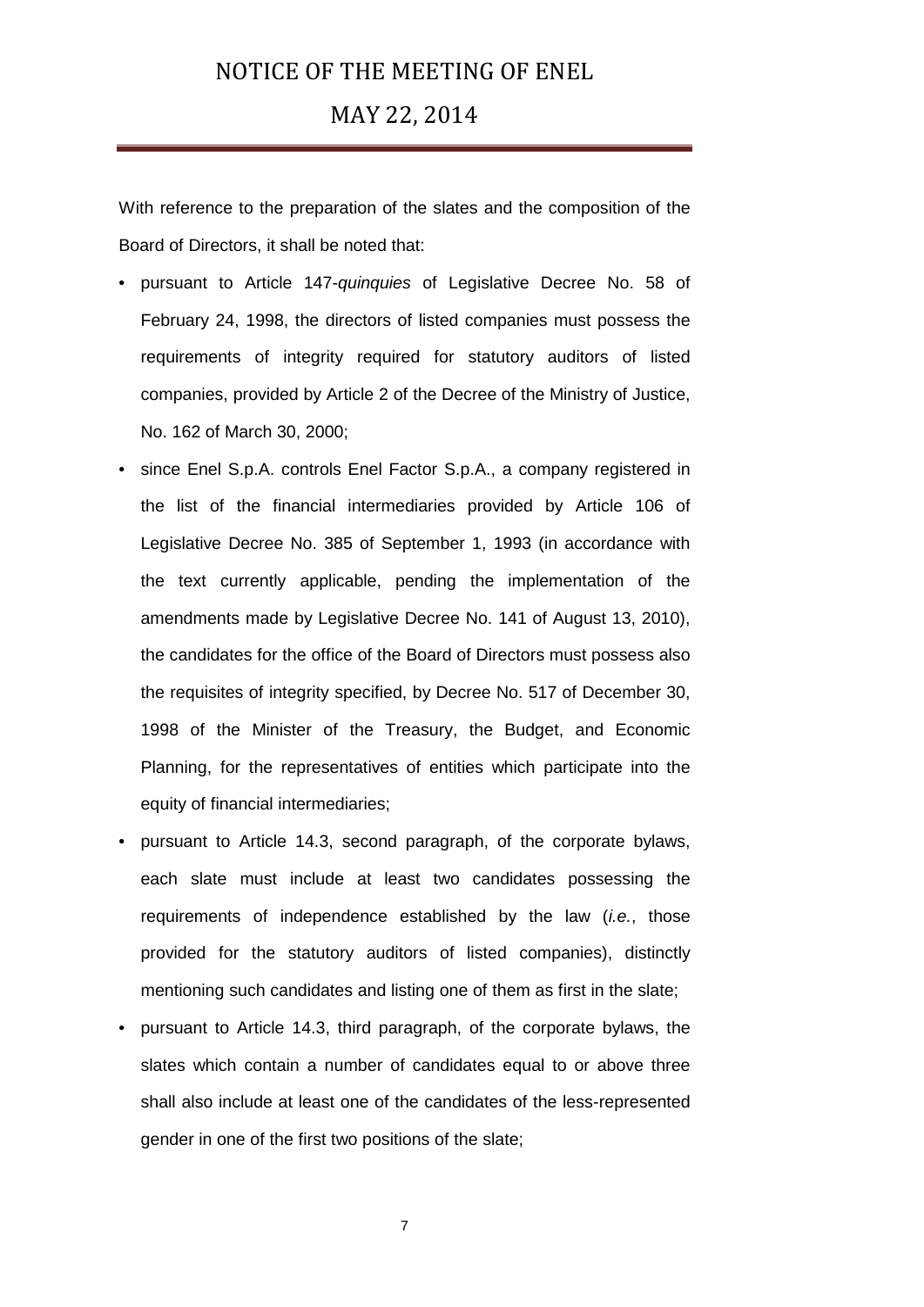With reference to the preparation of the slates and the composition of the Board of Directors, it shall be noted that:

- pursuant to Article 147-*quinquies* of Legislative Decree No. 58 of February 24, 1998, the directors of listed companies must possess the requirements of integrity required for statutory auditors of listed companies, provided by Article 2 of the Decree of the Ministry of Justice, No. 162 of March 30, 2000;
- since Enel S.p.A. controls Enel Factor S.p.A., a company registered in the list of the financial intermediaries provided by Article 106 of Legislative Decree No. 385 of September 1, 1993 (in accordance with the text currently applicable, pending the implementation of the amendments made by Legislative Decree No. 141 of August 13, 2010), the candidates for the office of the Board of Directors must possess also the requisites of integrity specified, by Decree No. 517 of December 30, 1998 of the Minister of the Treasury, the Budget, and Economic Planning, for the representatives of entities which participate into the equity of financial intermediaries;
- pursuant to Article 14.3, second paragraph, of the corporate bylaws, each slate must include at least two candidates possessing the requirements of independence established by the law (*i.e.*, those provided for the statutory auditors of listed companies), distinctly mentioning such candidates and listing one of them as first in the slate;
- pursuant to Article 14.3, third paragraph, of the corporate bylaws, the slates which contain a number of candidates equal to or above three shall also include at least one of the candidates of the less-represented gender in one of the first two positions of the slate;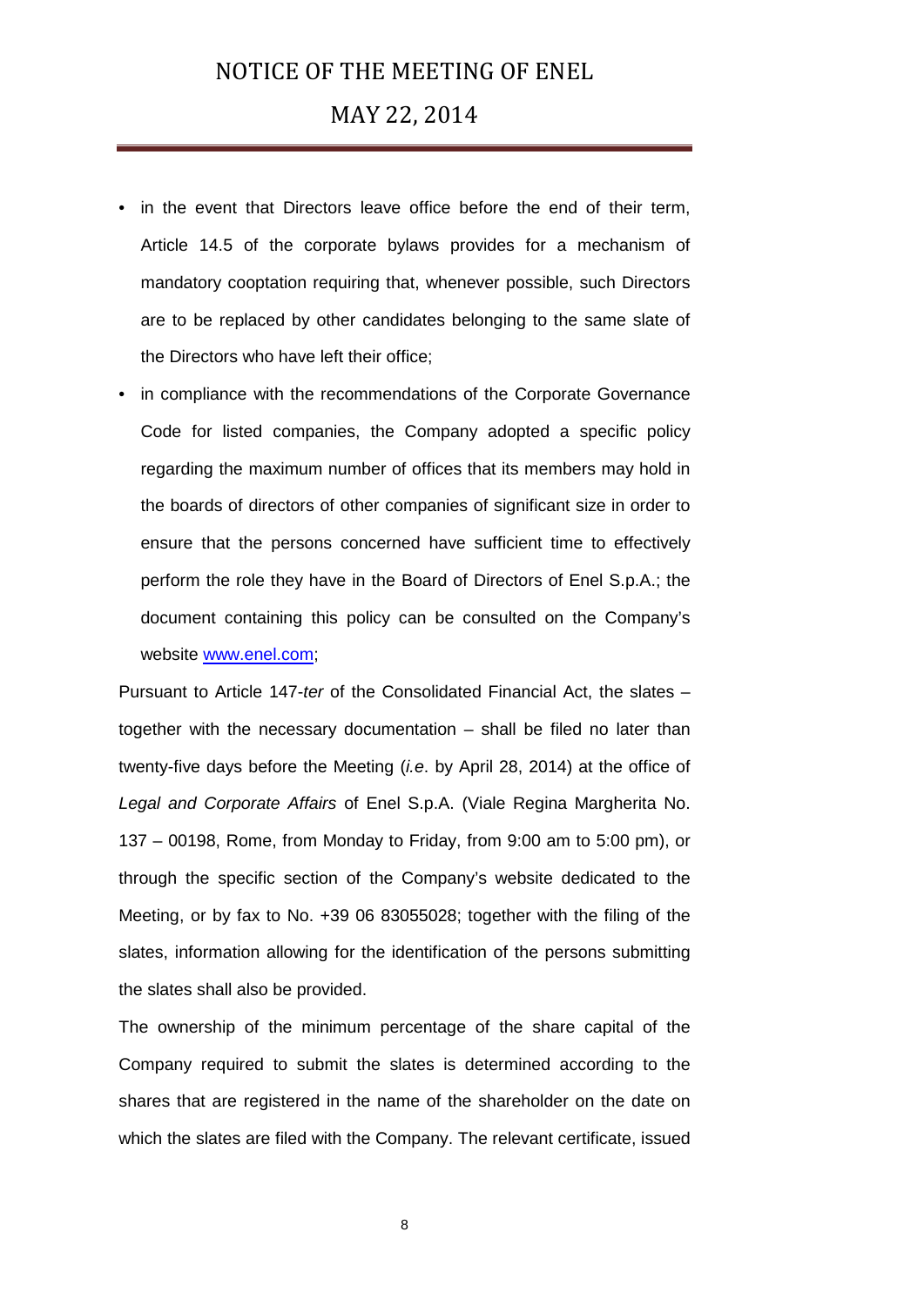- in the event that Directors leave office before the end of their term, Article 14.5 of the corporate bylaws provides for a mechanism of mandatory cooptation requiring that, whenever possible, such Directors are to be replaced by other candidates belonging to the same slate of the Directors who have left their office;
- in compliance with the recommendations of the Corporate Governance Code for listed companies, the Company adopted a specific policy regarding the maximum number of offices that its members may hold in the boards of directors of other companies of significant size in order to ensure that the persons concerned have sufficient time to effectively perform the role they have in the Board of Directors of Enel S.p.A.; the document containing this policy can be consulted on the Company's website [www.enel.com](http://www.enel.com);

Pursuant to Article 147-*ter* of the Consolidated Financial Act, the slates – together with the necessary documentation – shall be filed no later than twenty-five days before the Meeting (*i.e*. by April 28, 2014) at the office of *Legal and Corporate Affairs* of Enel S.p.A. (Viale Regina Margherita No. 137 – 00198, Rome, from Monday to Friday, from 9:00 am to 5:00 pm), or through the specific section of the Company's website dedicated to the Meeting, or by fax to No. +39 06 83055028; together with the filing of the slates, information allowing for the identification of the persons submitting the slates shall also be provided.

The ownership of the minimum percentage of the share capital of the Company required to submit the slates is determined according to the shares that are registered in the name of the shareholder on the date on which the slates are filed with the Company. The relevant certificate, issued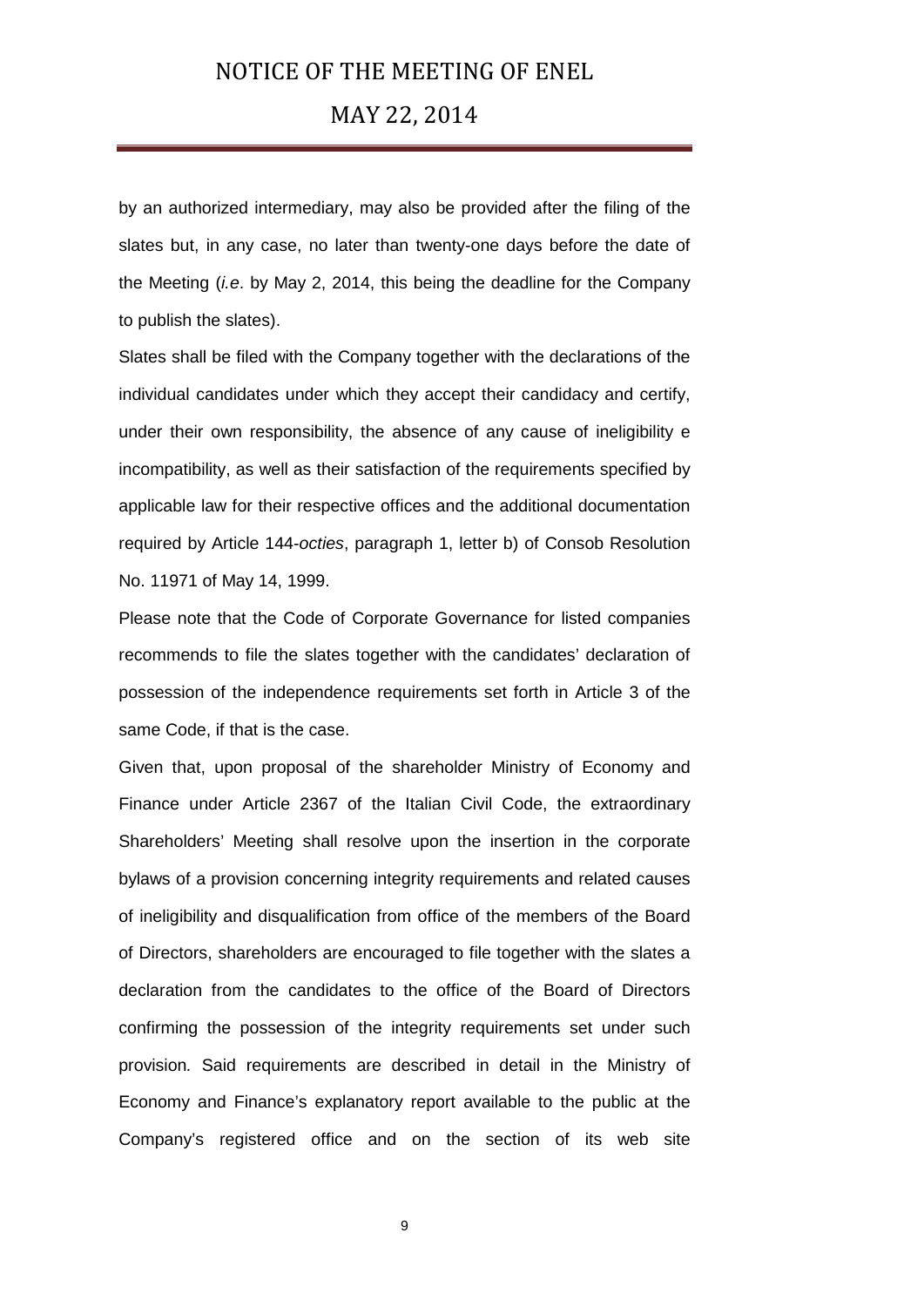by an authorized intermediary, may also be provided after the filing of the slates but, in any case, no later than twenty-one days before the date of the Meeting (*i.e*. by May 2, 2014, this being the deadline for the Company to publish the slates).

Slates shall be filed with the Company together with the declarations of the individual candidates under which they accept their candidacy and certify, under their own responsibility, the absence of any cause of ineligibility e incompatibility, as well as their satisfaction of the requirements specified by applicable law for their respective offices and the additional documentation required by Article 144-*octies*, paragraph 1, letter b) of Consob Resolution No. 11971 of May 14, 1999.

Please note that the Code of Corporate Governance for listed companies recommends to file the slates together with the candidates' declaration of possession of the independence requirements set forth in Article 3 of the same Code, if that is the case.

Given that, upon proposal of the shareholder Ministry of Economy and Finance under Article 2367 of the Italian Civil Code, the extraordinary Shareholders' Meeting shall resolve upon the insertion in the corporate bylaws of a provision concerning integrity requirements and related causes of ineligibility and disqualification from office of the members of the Board of Directors, shareholders are encouraged to file together with the slates a declaration from the candidates to the office of the Board of Directors confirming the possession of the integrity requirements set under such provision*.* Said requirements are described in detail in the Ministry of Economy and Finance's explanatory report available to the public at the Company's registered office and on the section of its web site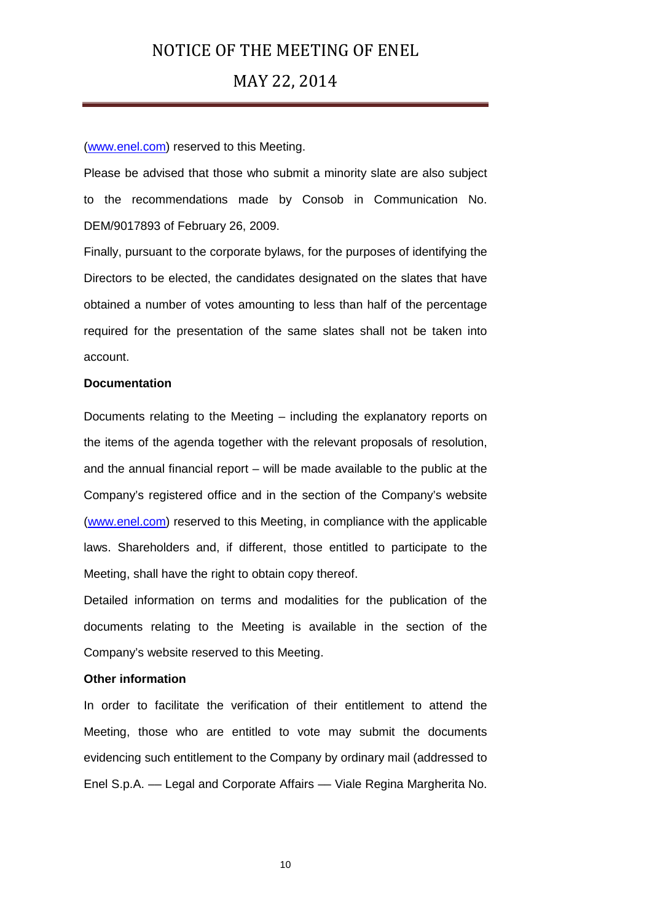(www.enel.com) reserved to this Meeting.

Please be advised that those who submit a minority slate are also subject to the recommendations made by Consob in Communication No. DEM/9017893 of February 26, 2009.

Finally, pursuant to the corporate bylaws, for the purposes of identifying the Directors to be elected, the candidates designated on the slates that have obtained a number of votes amounting to less than half of the percentage required for the presentation of the same slates shall not be taken into account.

**Documentation**

Documents relating to the Meeting – including the explanatory reports on the items of the agenda together with the relevant proposals of resolution, and the annual financial report – will be made available to the public at the Company's registered office and in the section of the Company's website (www.enel.com) reserved to this Meeting, in compliance with the applicable laws. Shareholders and, if different, those entitled to participate to the Meeting, shall have the right to obtain copy thereof.

Detailed information on terms and modalities for the publication of the documents relating to the Meeting is available in the section of the Company's website reserved to this Meeting.

**Other information**

In order to facilitate the verification of their entitlement to attend the Meeting, those who are entitled to vote may submit the documents evidencing such entitlement to the Company by ordinary mail (addressed to Enel S.p.A. — Legal and Corporate Affairs — Viale Regina Margherita No.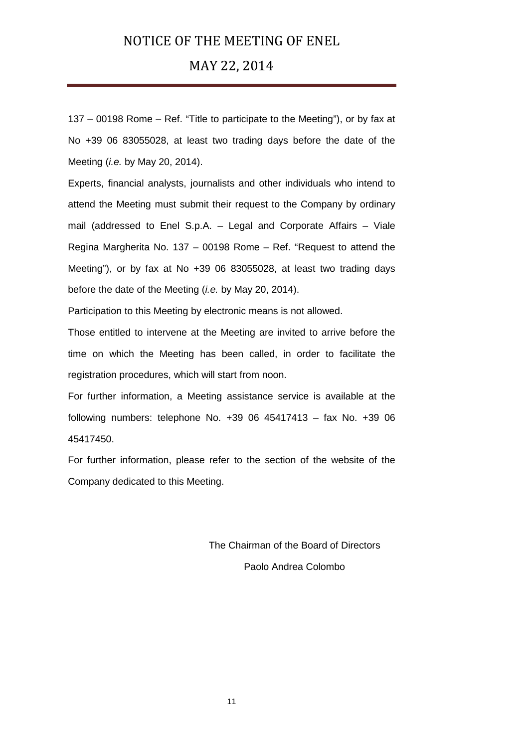137 – 00198 Rome – Ref. “Title to participate to the Meeting”), or by fax at No +39 06 83055028, at least two trading days before the date of the Meeting (*i.e.* by May 20, 2014).

Experts, financial analysts, journalists and other individuals who intend to attend the Meeting must submit their request to the Company by ordinary mail (addressed to Enel S.p.A. – Legal and Corporate Affairs – Viale Regina Margherita No. 137 – 00198 Rome – Ref. “Request to attend the Meeting”), or by fax at No +39 06 83055028, at least two trading days before the date of the Meeting (*i.e.* by May 20, 2014).

Participation to this Meeting by electronic means is not allowed.

Those entitled to intervene at the Meeting are invited to arrive before the time on which the Meeting has been called, in order to facilitate the registration procedures, which will start from noon.

For further information, a Meeting assistance service is available at the following numbers: telephone No. +39 06 45417413 – fax No. +39 06 45417450.

For further information, please refer to the section of the website of the Company dedicated to this Meeting.

The Chairman of the Board of Directors

Paolo Andrea Colombo